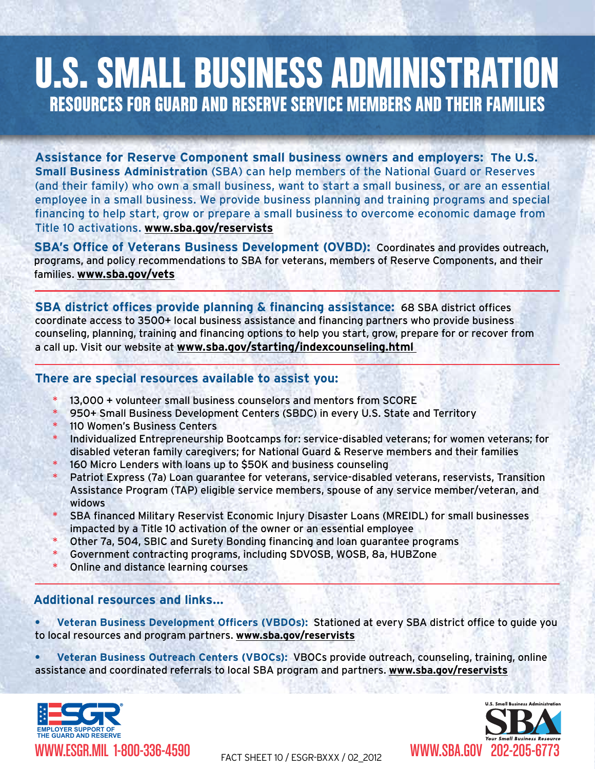# U.S. SMALL BUSINESS ADMINISTRATION

## RESOURCES FOR GUARD AND RESERVE SERVICE MEMBERS AND THEIR FAMILIES

**Assistance for Reserve Component small business owners and employers: The U.S. Small Business Administration** (SBA) can help members of the National Guard or Reserves (and their family) who own a small business, want to start a small business, or are an essential employee in a small business. We provide business planning and training programs and special financing to help start, grow or prepare a small business to overcome economic damage from Title 10 activations. **www.sba.gov/reservists**

**SBA's Office of Veterans Business Development (OVBD):** Coordinates and provides outreach, programs, and policy recommendations to SBA for veterans, members of Reserve Components, and their families. **www.sba.gov/vets**

**SBA district offices provide planning & financing assistance:** 68 SBA district offices coordinate access to 3500+ local business assistance and financing partners who provide business counseling, planning, training and financing options to help you start, grow, prepare for or recover from a call up. Visit our website at **www.sba.gov/starting/indexcounseling.html**

### There are special resources available to assist you:

* 13,000 + volunteer small business counselors and mentors from SCORE
* 950+ Small Business Development Centers (SBDC) in every U.S. State and Territory
* 110 Women's Business Centers
* Individualized Entrepreneurship Bootcamps for: service-disabled veterans; for women veterans; for disabled veteran family caregivers; for National Guard & Reserve members and their families
* 160 Micro Lenders with loans up to $50K and business counseling
* Patriot Express (7a) Loan guarantee for veterans, service-disabled veterans, reservists, Transition Assistance Program (TAP) eligible service members, spouse of any service member/veteran, and widows
* SBA financed Military Reservist Economic Injury Disaster Loans (MREIDL) for small businesses impacted by a Title 10 activation of the owner or an essential employee
* Other 7a, 504, SBIC and Surety Bonding financing and loan guarantee programs
* Government contracting programs, including SDVOSB, WOSB, 8a, HUBZone
* Online and distance learning courses

### Additional resources and links...

- **Veteran Business Development Officers (VBDOs):** Stationed at every SBA district office to guide you to local resources and program partners. **www.sba.gov/reservists**
- **Veteran Business Outreach Centers (VBOCs):** VBOCs provide outreach, counseling, training, online assistance and coordinated referrals to local SBA program and partners. **www.sba.gov/reservists**

ESGR — EMPLOYER SUPPORT OF THE GUARD AND RESERVE
WWW.ESGR.MIL 1-800-336-4590

FACT SHEET 10 / ESGR-BXXX / 02_2012

U.S. Small Business Administration — SBA — Your Small Business Resource
WWW.SBA.GOV 202-205-6773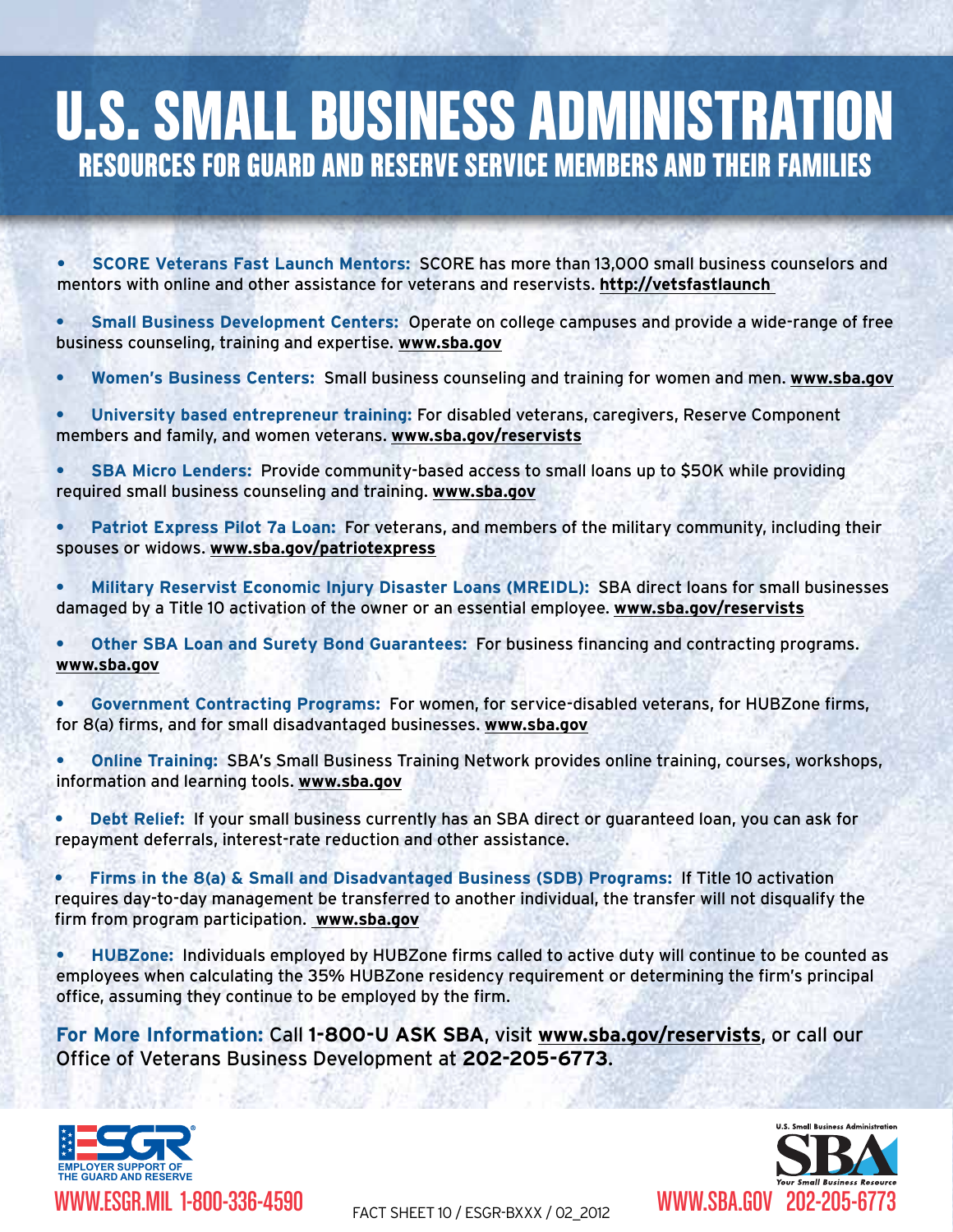# U.S. SMALL BUSINESS ADMINISTRATION

## RESOURCES FOR GUARD AND RESERVE SERVICE MEMBERS AND THEIR FAMILIES

- **SCORE Veterans Fast Launch Mentors:** SCORE has more than 13,000 small business counselors and mentors with online and other assistance for veterans and reservists. **http://vetsfastlaunch**
- **Small Business Development Centers:** Operate on college campuses and provide a wide-range of free business counseling, training and expertise. **www.sba.gov**
- **Women's Business Centers:** Small business counseling and training for women and men. **www.sba.gov**
- **University based entrepreneur training:** For disabled veterans, caregivers, Reserve Component members and family, and women veterans. **www.sba.gov/reservists**
- **SBA Micro Lenders:** Provide community-based access to small loans up to $50K while providing required small business counseling and training. **www.sba.gov**
- **Patriot Express Pilot 7a Loan:** For veterans, and members of the military community, including their spouses or widows. **www.sba.gov/patriotexpress**
- **Military Reservist Economic Injury Disaster Loans (MREIDL):** SBA direct loans for small businesses damaged by a Title 10 activation of the owner or an essential employee. **www.sba.gov/reservists**
- **Other SBA Loan and Surety Bond Guarantees:** For business financing and contracting programs. **www.sba.gov**
- **Government Contracting Programs:** For women, for service-disabled veterans, for HUBZone firms, for 8(a) firms, and for small disadvantaged businesses. **www.sba.gov**
- **Online Training:** SBA's Small Business Training Network provides online training, courses, workshops, information and learning tools. **www.sba.gov**
- **Debt Relief:** If your small business currently has an SBA direct or guaranteed loan, you can ask for repayment deferrals, interest-rate reduction and other assistance.
- **Firms in the 8(a) & Small and Disadvantaged Business (SDB) Programs:** If Title 10 activation requires day-to-day management be transferred to another individual, the transfer will not disqualify the firm from program participation. **www.sba.gov**
- **HUBZone:** Individuals employed by HUBZone firms called to active duty will continue to be counted as employees when calculating the 35% HUBZone residency requirement or determining the firm's principal office, assuming they continue to be employed by the firm.

**For More Information:** Call **1-800-U ASK SBA**, visit **www.sba.gov/reservists**, or call our Office of Veterans Business Development at **202-205-6773**.

ESGR EMPLOYER SUPPORT OF THE GUARD AND RESERVE

WWW.ESGR.MIL 1-800-336-4590

FACT SHEET 10 / ESGR-BXXX / 02_2012

U.S. Small Business Administration SBA Your Small Business Resource

WWW.SBA.GOV 202-205-6773